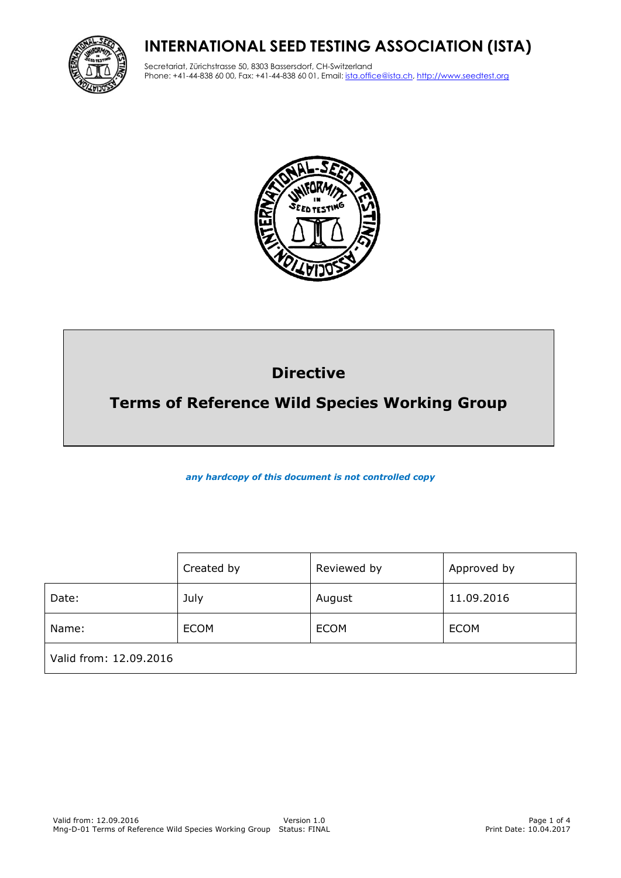# INTERNATIONAL SEED TESTING ASSOCIATION (ISTA)

Secretariat, Zürichstrasse 50, 8303 Bassersdorf, CH-Switzerland
Phone: +41-44-838 60 00, Fax: +41-44-838 60 01, Email: ista.office@ista.ch, http://www.seedtest.org

## Directive

## Terms of Reference Wild Species Working Group

***any hardcopy of this document is not controlled copy***

| | Created by | Reviewed by | Approved by |
|---|---|---|---|
| Date: | July | August | 11.09.2016 |
| Name: | ECOM | ECOM | ECOM |
| Valid from: 12.09.2016 | | | |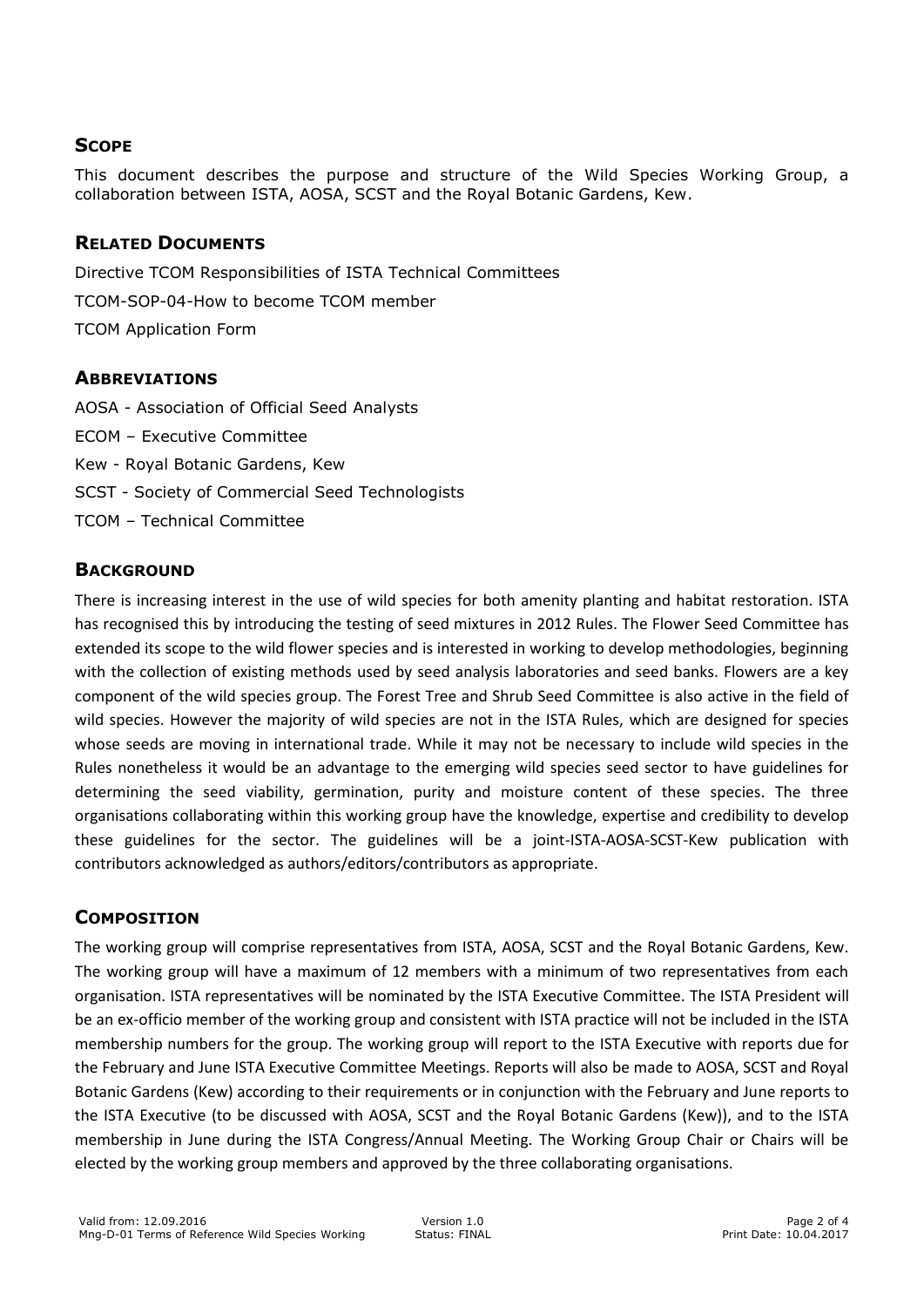## Scope

This document describes the purpose and structure of the Wild Species Working Group, a collaboration between ISTA, AOSA, SCST and the Royal Botanic Gardens, Kew.

## Related Documents

Directive TCOM Responsibilities of ISTA Technical Committees

TCOM-SOP-04-How to become TCOM member

TCOM Application Form

## Abbreviations

AOSA - Association of Official Seed Analysts

ECOM – Executive Committee

Kew - Royal Botanic Gardens, Kew

SCST - Society of Commercial Seed Technologists

TCOM – Technical Committee

## Background

There is increasing interest in the use of wild species for both amenity planting and habitat restoration. ISTA has recognised this by introducing the testing of seed mixtures in 2012 Rules. The Flower Seed Committee has extended its scope to the wild flower species and is interested in working to develop methodologies, beginning with the collection of existing methods used by seed analysis laboratories and seed banks. Flowers are a key component of the wild species group. The Forest Tree and Shrub Seed Committee is also active in the field of wild species. However the majority of wild species are not in the ISTA Rules, which are designed for species whose seeds are moving in international trade. While it may not be necessary to include wild species in the Rules nonetheless it would be an advantage to the emerging wild species seed sector to have guidelines for determining the seed viability, germination, purity and moisture content of these species. The three organisations collaborating within this working group have the knowledge, expertise and credibility to develop these guidelines for the sector. The guidelines will be a joint-ISTA-AOSA-SCST-Kew publication with contributors acknowledged as authors/editors/contributors as appropriate.

## Composition

The working group will comprise representatives from ISTA, AOSA, SCST and the Royal Botanic Gardens, Kew. The working group will have a maximum of 12 members with a minimum of two representatives from each organisation. ISTA representatives will be nominated by the ISTA Executive Committee. The ISTA President will be an ex-officio member of the working group and consistent with ISTA practice will not be included in the ISTA membership numbers for the group. The working group will report to the ISTA Executive with reports due for the February and June ISTA Executive Committee Meetings. Reports will also be made to AOSA, SCST and Royal Botanic Gardens (Kew) according to their requirements or in conjunction with the February and June reports to the ISTA Executive (to be discussed with AOSA, SCST and the Royal Botanic Gardens (Kew)), and to the ISTA membership in June during the ISTA Congress/Annual Meeting. The Working Group Chair or Chairs will be elected by the working group members and approved by the three collaborating organisations.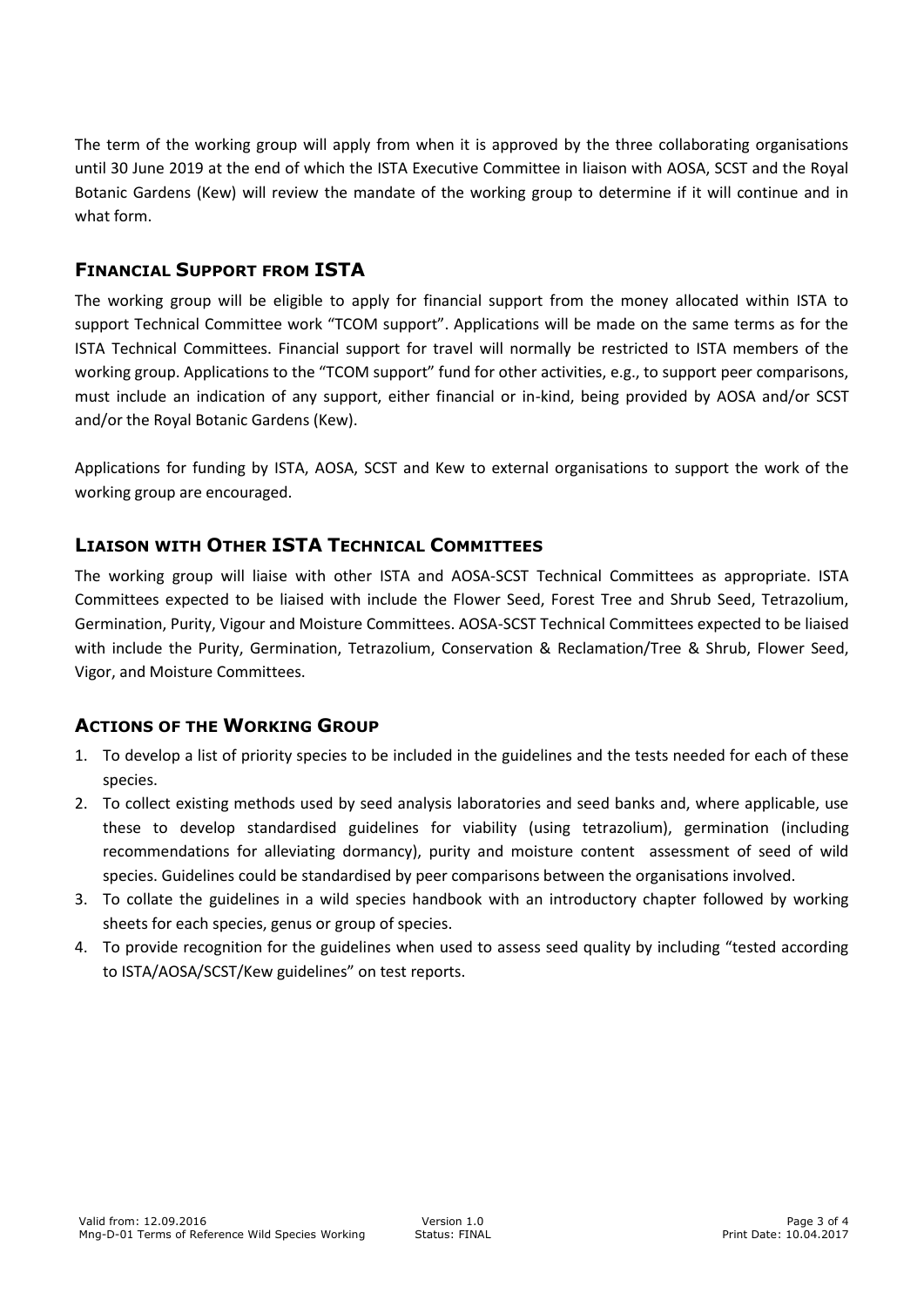The term of the working group will apply from when it is approved by the three collaborating organisations until 30 June 2019 at the end of which the ISTA Executive Committee in liaison with AOSA, SCST and the Royal Botanic Gardens (Kew) will review the mandate of the working group to determine if it will continue and in what form.

## FINANCIAL SUPPORT FROM ISTA

The working group will be eligible to apply for financial support from the money allocated within ISTA to support Technical Committee work "TCOM support". Applications will be made on the same terms as for the ISTA Technical Committees. Financial support for travel will normally be restricted to ISTA members of the working group. Applications to the "TCOM support" fund for other activities, e.g., to support peer comparisons, must include an indication of any support, either financial or in-kind, being provided by AOSA and/or SCST and/or the Royal Botanic Gardens (Kew).

Applications for funding by ISTA, AOSA, SCST and Kew to external organisations to support the work of the working group are encouraged.

## LIAISON WITH OTHER ISTA TECHNICAL COMMITTEES

The working group will liaise with other ISTA and AOSA-SCST Technical Committees as appropriate. ISTA Committees expected to be liaised with include the Flower Seed, Forest Tree and Shrub Seed, Tetrazolium, Germination, Purity, Vigour and Moisture Committees. AOSA-SCST Technical Committees expected to be liaised with include the Purity, Germination, Tetrazolium, Conservation & Reclamation/Tree & Shrub, Flower Seed, Vigor, and Moisture Committees.

## ACTIONS OF THE WORKING GROUP

1. To develop a list of priority species to be included in the guidelines and the tests needed for each of these species.
2. To collect existing methods used by seed analysis laboratories and seed banks and, where applicable, use these to develop standardised guidelines for viability (using tetrazolium), germination (including recommendations for alleviating dormancy), purity and moisture content assessment of seed of wild species. Guidelines could be standardised by peer comparisons between the organisations involved.
3. To collate the guidelines in a wild species handbook with an introductory chapter followed by working sheets for each species, genus or group of species.
4. To provide recognition for the guidelines when used to assess seed quality by including "tested according to ISTA/AOSA/SCST/Kew guidelines" on test reports.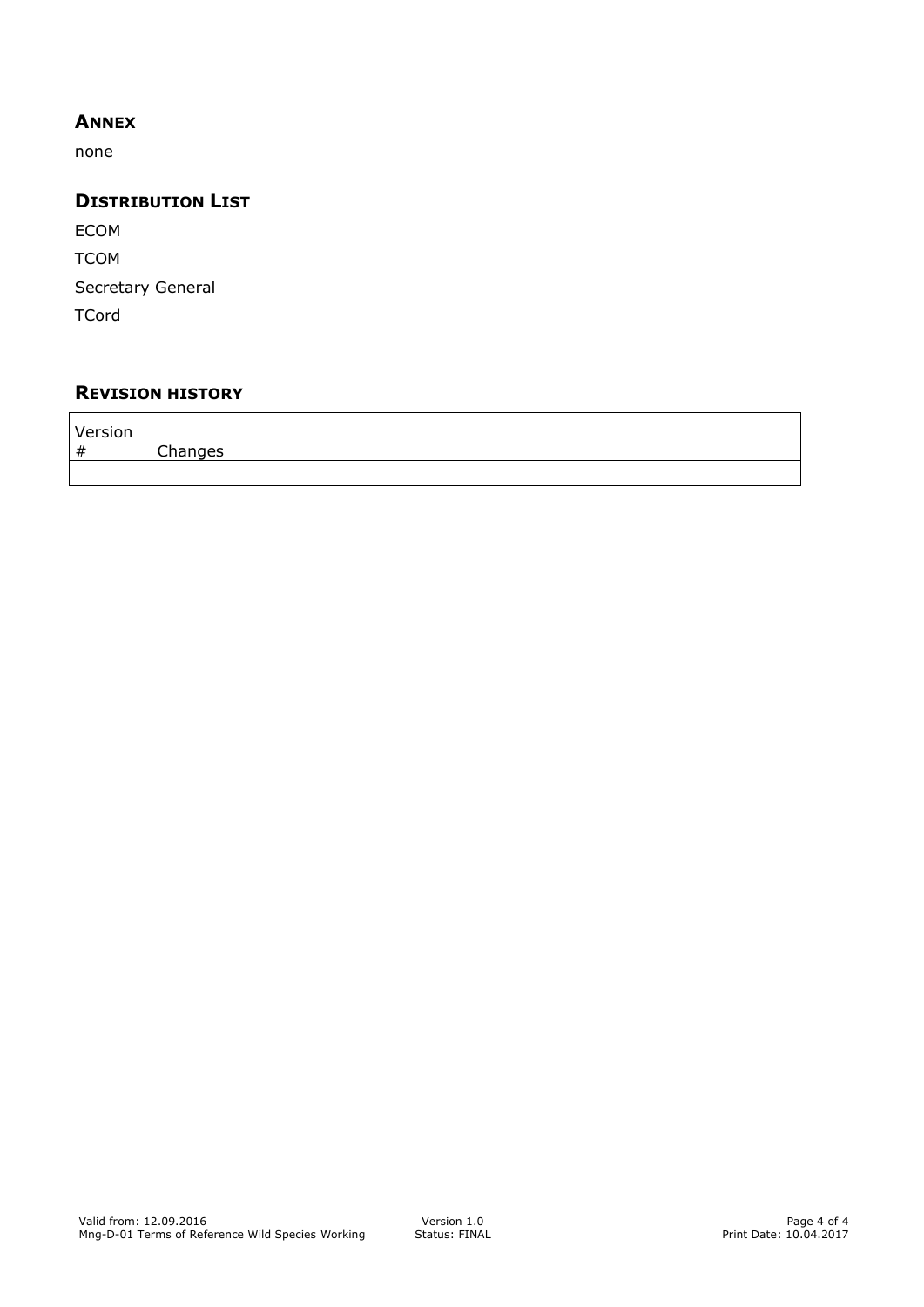## Annex

none

## Distribution List

ECOM

TCOM

Secretary General

TCord

## Revision history

| Version # | Changes |
| --- | --- |
| | |